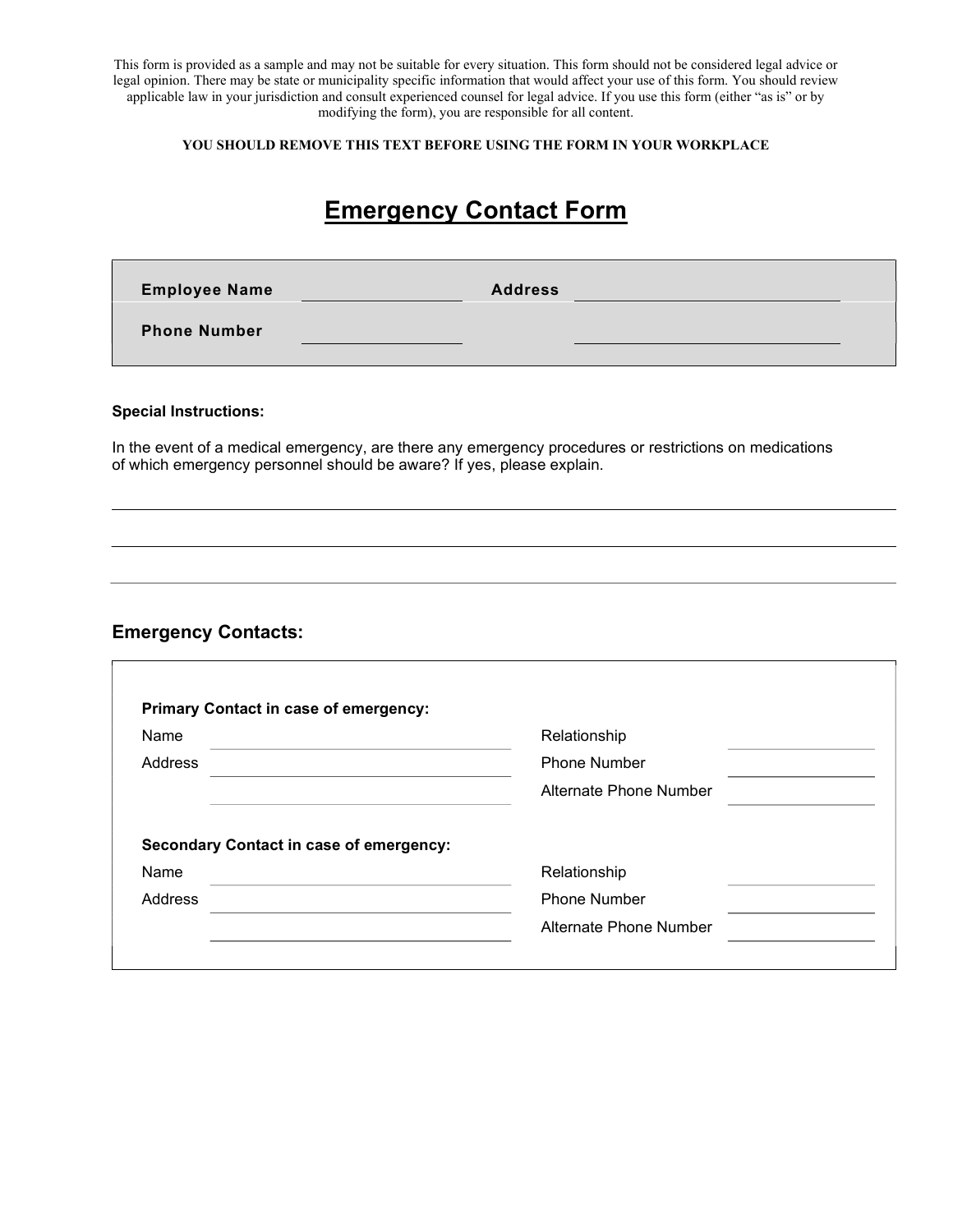This form is provided as a sample and may not be suitable for every situation. This form should not be considered legal advice or legal opinion. There may be state or municipality specific information that would affect your use of this form. You should review applicable law in your jurisdiction and consult experienced counsel for legal advice. If you use this form (either "as is" or by modifying the form), you are responsible for all content.

**YOU SHOULD REMOVE THIS TEXT BEFORE USING THE FORM IN YOUR WORKPLACE**

# Emergency Contact Form

| | | | |
|---|---|---|---|
| **Employee Name** | ____________ | **Address** | ____________________ |
| **Phone Number** | ____________ | | ____________________ |

**Special Instructions:**

In the event of a medical emergency, are there any emergency procedures or restrictions on medications of which emergency personnel should be aware? If yes, please explain.

______________________________________________________________________

______________________________________________________________________

______________________________________________________________________

## Emergency Contacts:

**Primary Contact in case of emergency:**

| | | | |
|---|---|---|---|
| Name | ____________________ | Relationship | ____________ |
| Address | ____________________ | Phone Number | ____________ |
| | ____________________ | Alternate Phone Number | ____________ |

**Secondary Contact in case of emergency:**

| | | | |
|---|---|---|---|
| Name | ____________________ | Relationship | ____________ |
| Address | ____________________ | Phone Number | ____________ |
| | ____________________ | Alternate Phone Number | ____________ |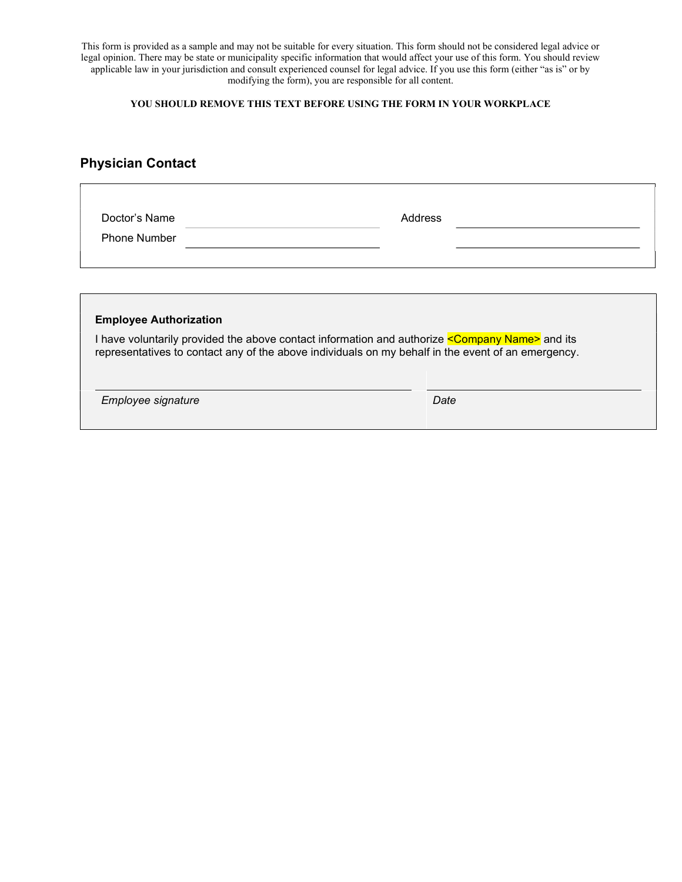This form is provided as a sample and may not be suitable for every situation. This form should not be considered legal advice or legal opinion. There may be state or municipality specific information that would affect your use of this form. You should review applicable law in your jurisdiction and consult experienced counsel for legal advice. If you use this form (either "as is" or by modifying the form), you are responsible for all content.

**YOU SHOULD REMOVE THIS TEXT BEFORE USING THE FORM IN YOUR WORKPLACE**

## Physician Contact

| | | | |
|---|---|---|---|
| Doctor's Name | ______________________ | Address | ______________________ |
| Phone Number | ______________________ | | ______________________ |

**Employee Authorization**

I have voluntarily provided the above contact information and authorize <Company Name> and its representatives to contact any of the above individuals on my behalf in the event of an emergency.

______________________________ ______________________

*Employee signature* *Date*